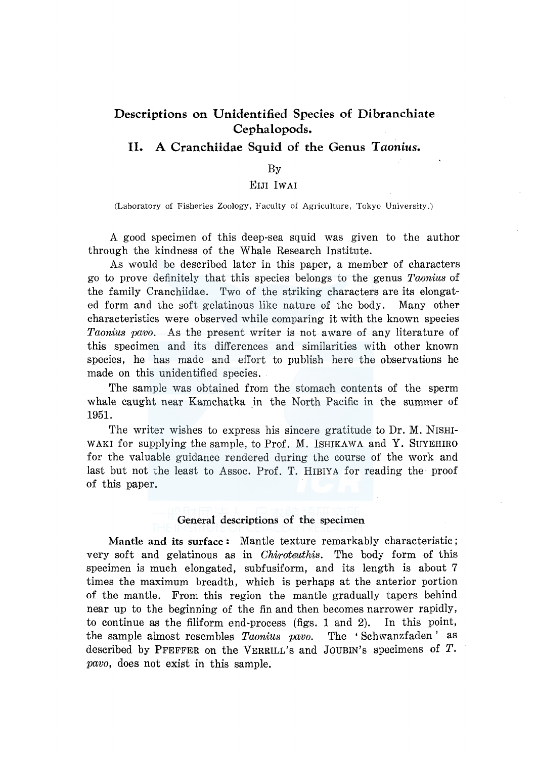# Descriptions on Unidentified Species of Dibranchiate Cephalopods.

## II. A Cranchiidae Squid of the Genus *Taonius*.

By

EIJI IWAI

(Laboratory of Fisheries Zoology, Faculty of Agriculture, Tokyo University.)

A good specimen of this deep-sea squid was given to the author through the kindness of the Whale Research Institute.

As would be described later in this paper, a member of characters go to prove definitely that this species belongs to the genus *Taonius* of the family Cranchiidae. Two of the striking characters are its elongated form and the soft gelatinous like nature of the body. Many other characteristics were observed while comparing it with the known species *Taonius pavo*. As the present writer is not aware of any literature of this specimen and its differences and similarities with other known species, he has made and effort to publish here the observations he made on this unidentified species.

The sample was obtained from the stomach contents of the sperm whale caught near Kamchatka in the North Pacific in the summer of 1951.

The writer wishes to express his sincere gratitude to Dr. M. NISHIWAKI for supplying the sample, to Prof. M. ISHIKAWA and Y. SUYEHIRO for the valuable guidance rendered during the course of the work and last but not the least to Assoc. Prof. T. HIBIYA for reading the proof of this paper.

### General descriptions of the specimen

**Mantle and its surface:** Mantle texture remarkably characteristic; very soft and gelatinous as in *Chiroteuthis*. The body form of this specimen is much elongated, subfusiform, and its length is about 7 times the maximum breadth, which is perhaps at the anterior portion of the mantle. From this region the mantle gradually tapers behind near up to the beginning of the fin and then becomes narrower rapidly, to continue as the filiform end-process (figs. 1 and 2). In this point, the sample almost resembles *Taonius pavo*. The 'Schwanzfaden' as described by PFEFFER on the VERRILL's and JOUBIN's specimens of *T. pavo*, does not exist in this sample.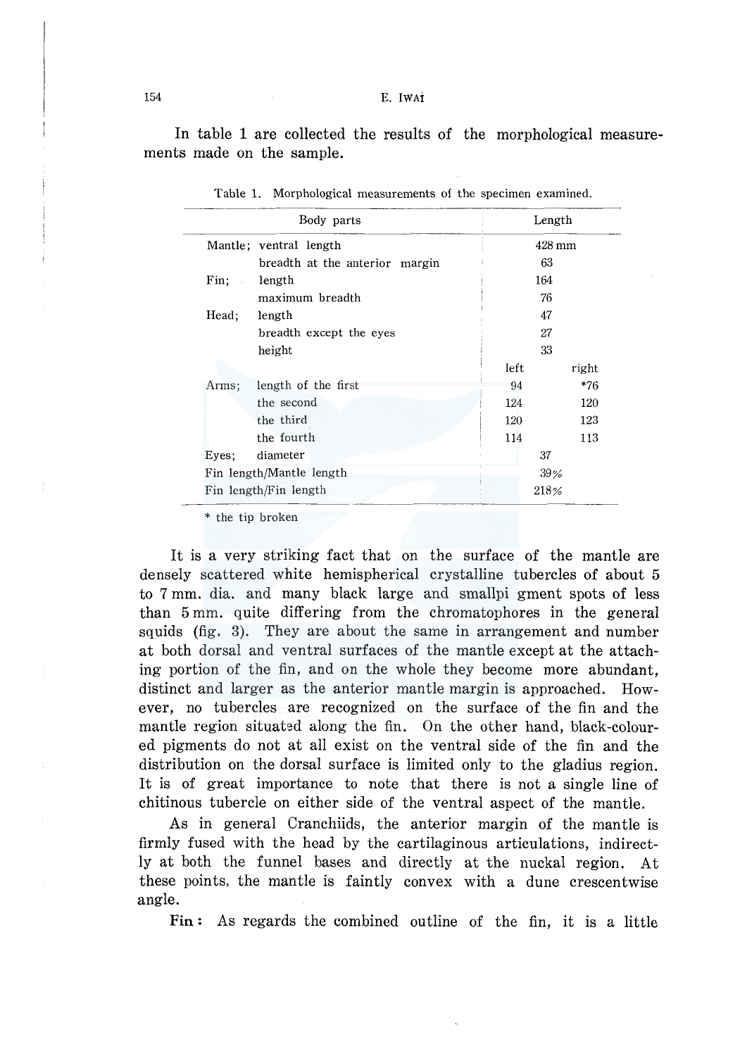In table 1 are collected the results of the morphological measurements made on the sample.

Table 1. Morphological measurements of the specimen examined.

| Body parts | | Length | |
|---|---|---|---|
| Mantle; | ventral length | 428 mm | |
| | breadth at the anterior margin | 63 | |
| Fin; | length | 164 | |
| | maximum breadth | 76 | |
| Head; | length | 47 | |
| | breadth except the eyes | 27 | |
| | height | 33 | |
| | | left | right |
| Arms; | length of the first | 94 | *76 |
| | the second | 124 | 120 |
| | the third | 120 | 123 |
| | the fourth | 114 | 113 |
| Eyes; | diameter | 37 | |
| Fin length/Mantle length | | 39% | |
| Fin length/Fin length | | 218% | |

\* the tip broken

It is a very striking fact that on the surface of the mantle are densely scattered white hemispherical crystalline tubercles of about 5 to 7 mm. dia. and many black large and smallpi gment spots of less than 5 mm. quite differing from the chromatophores in the general squids (fig. 3). They are about the same in arrangement and number at both dorsal and ventral surfaces of the mantle except at the attaching portion of the fin, and on the whole they become more abundant, distinct and larger as the anterior mantle margin is approached. However, no tubercles are recognized on the surface of the fin and the mantle region situated along the fin. On the other hand, black-coloured pigments do not at all exist on the ventral side of the fin and the distribution on the dorsal surface is limited only to the gladius region. It is of great importance to note that there is not a single line of chitinous tubercle on either side of the ventral aspect of the mantle.

As in general Cranchiids, the anterior margin of the mantle is firmly fused with the head by the cartilaginous articulations, indirectly at both the funnel bases and directly at the nuckal region. At these points, the mantle is faintly convex with a dune crescentwise angle.

**Fin:** As regards the combined outline of the fin, it is a little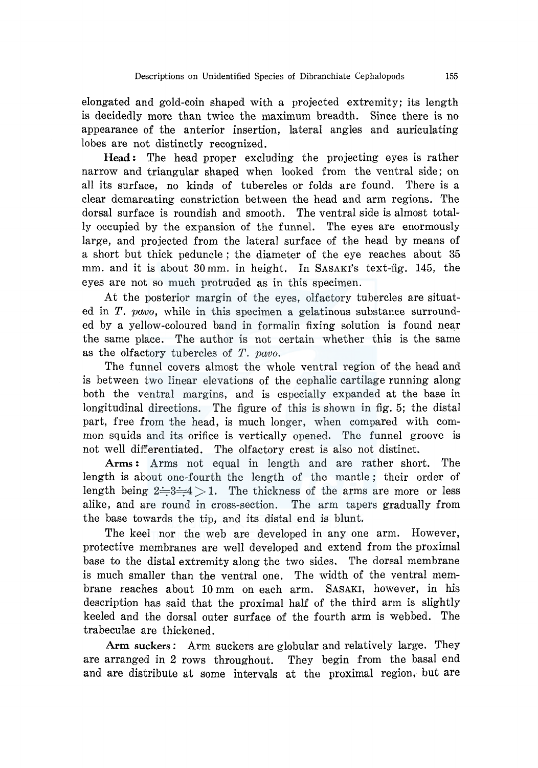elongated and gold-coin shaped with a projected extremity; its length is decidedly more than twice the maximum breadth. Since there is no appearance of the anterior insertion, lateral angles and auriculating lobes are not distinctly recognized.

**Head:** The head proper excluding the projecting eyes is rather narrow and triangular shaped when looked from the ventral side; on all its surface, no kinds of tubercles or folds are found. There is a clear demarcating constriction between the head and arm regions. The dorsal surface is roundish and smooth. The ventral side is almost totally occupied by the expansion of the funnel. The eyes are enormously large, and projected from the lateral surface of the head by means of a short but thick peduncle; the diameter of the eye reaches about 35 mm. and it is about 30 mm. in height. In SASAKI's text-fig. 145, the eyes are not so much protruded as in this specimen.

At the posterior margin of the eyes, olfactory tubercles are situated in *T. pavo*, while in this specimen a gelatinous substance surrounded by a yellow-coloured band in formalin fixing solution is found near the same place. The author is not certain whether this is the same as the olfactory tubercles of *T. pavo*.

The funnel covers almost the whole ventral region of the head and is between two linear elevations of the cephalic cartilage running along both the ventral margins, and is especially expanded at the base in longitudinal directions. The figure of this is shown in fig. 5; the distal part, free from the head, is much longer, when compared with common squids and its orifice is vertically opened. The funnel groove is not well differentiated. The olfactory crest is also not distinct.

**Arms:** Arms not equal in length and are rather short. The length is about one-fourth the length of the mantle; their order of length being $2 \doteqdot 3 \doteqdot 4 > 1$. The thickness of the arms are more or less alike, and are round in cross-section. The arm tapers gradually from the base towards the tip, and its distal end is blunt.

The keel nor the web are developed in any one arm. However, protective membranes are well developed and extend from the proximal base to the distal extremity along the two sides. The dorsal membrane is much smaller than the ventral one. The width of the ventral membrane reaches about 10 mm on each arm. SASAKI, however, in his description has said that the proximal half of the third arm is slightly keeled and the dorsal outer surface of the fourth arm is webbed. The trabeculae are thickened.

**Arm suckers:** Arm suckers are globular and relatively large. They are arranged in 2 rows throughout. They begin from the basal end and are distribute at some intervals at the proximal region, but are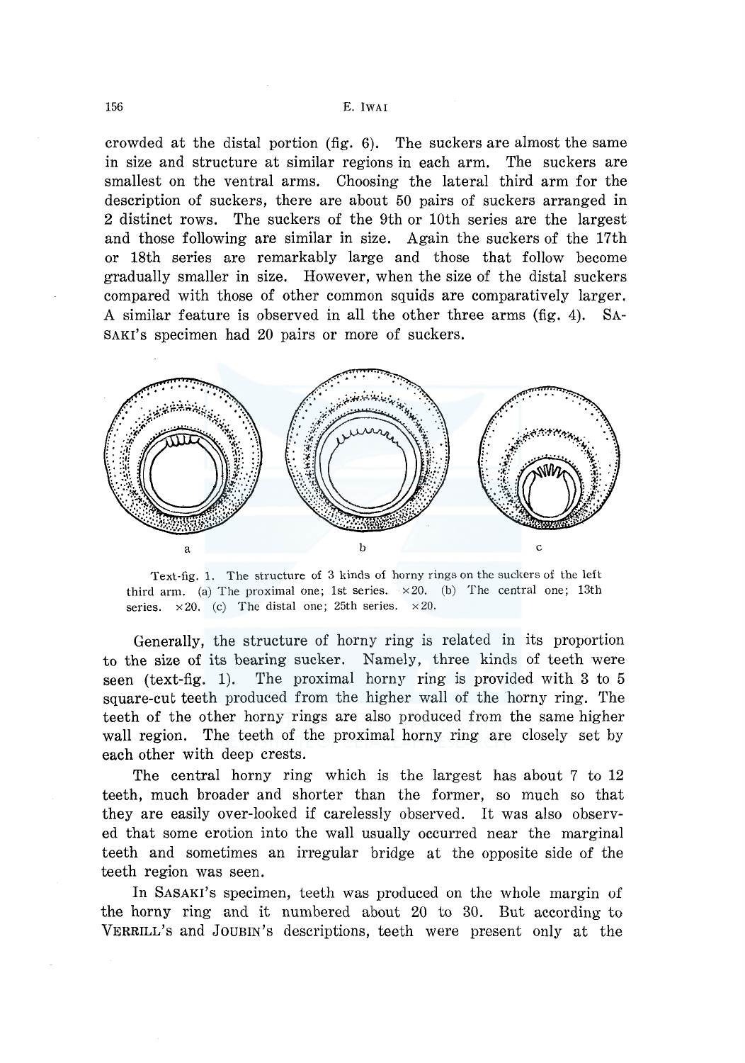crowded at the distal portion (fig. 6). The suckers are almost the same in size and structure at similar regions in each arm. The suckers are smallest on the ventral arms. Choosing the lateral third arm for the description of suckers, there are about 50 pairs of suckers arranged in 2 distinct rows. The suckers of the 9th or 10th series are the largest and those following are similar in size. Again the suckers of the 17th or 18th series are remarkably large and those that follow become gradually smaller in size. However, when the size of the distal suckers compared with those of other common squids are comparatively larger. A similar feature is observed in all the other three arms (fig. 4). SASAKI's specimen had 20 pairs or more of suckers.

a

b

c

Text-fig. 1. The structure of 3 kinds of horny rings on the suckers of the left third arm. (a) The proximal one; 1st series. ×20. (b) The central one; 13th series. ×20. (c) The distal one; 25th series. ×20.

Generally, the structure of horny ring is related in its proportion to the size of its bearing sucker. Namely, three kinds of teeth were seen (text-fig. 1). The proximal horny ring is provided with 3 to 5 square-cut teeth produced from the higher wall of the horny ring. The teeth of the other horny rings are also produced from the same higher wall region. The teeth of the proximal horny ring are closely set by each other with deep crests.

The central horny ring which is the largest has about 7 to 12 teeth, much broader and shorter than the former, so much so that they are easily over-looked if carelessly observed. It was also observed that some erotion into the wall usually occurred near the marginal teeth and sometimes an irregular bridge at the opposite side of the teeth region was seen.

In SASAKI's specimen, teeth was produced on the whole margin of the horny ring and it numbered about 20 to 30. But according to VERRILL's and JOUBIN's descriptions, teeth were present only at the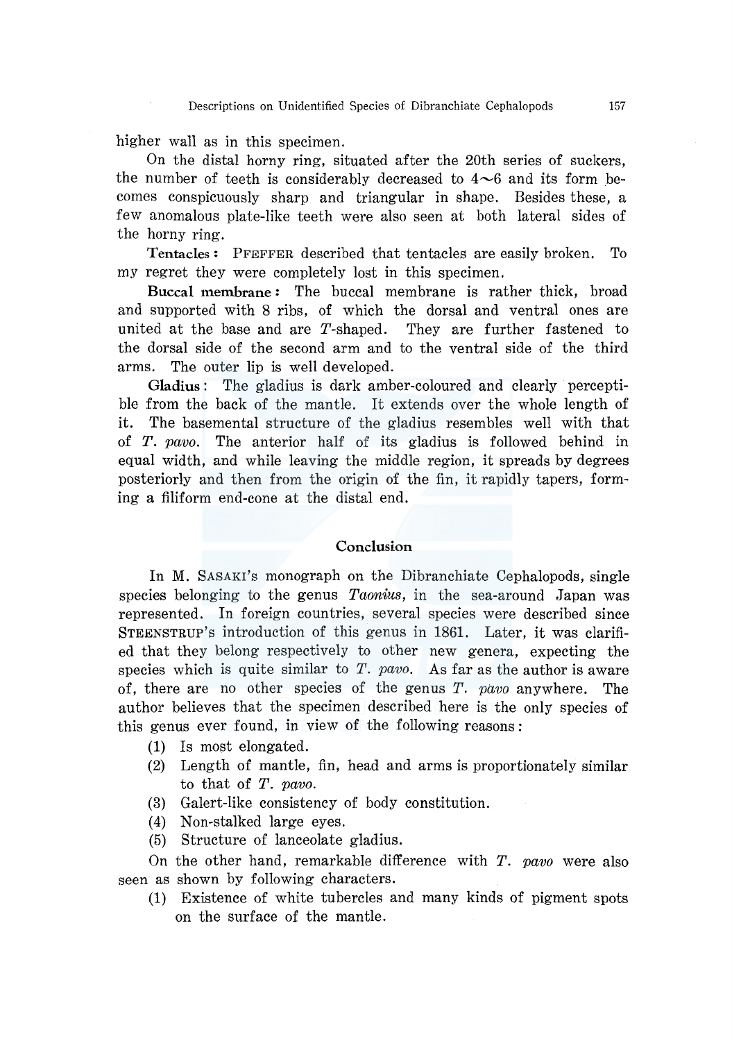higher wall as in this specimen.

On the distal horny ring, situated after the 20th series of suckers, the number of teeth is considerably decreased to 4∼6 and its form becomes conspicuously sharp and triangular in shape. Besides these, a few anomalous plate-like teeth were also seen at both lateral sides of the horny ring.

**Tentacles**: PFEFFER described that tentacles are easily broken. To my regret they were completely lost in this specimen.

**Buccal membrane**: The buccal membrane is rather thick, broad and supported with 8 ribs, of which the dorsal and ventral ones are united at the base and are *T*-shaped. They are further fastened to the dorsal side of the second arm and to the ventral side of the third arms. The outer lip is well developed.

**Gladius**: The gladius is dark amber-coloured and clearly perceptible from the back of the mantle. It extends over the whole length of it. The basemental structure of the gladius resembles well with that of *T. pavo*. The anterior half of its gladius is followed behind in equal width, and while leaving the middle region, it spreads by degrees posteriorly and then from the origin of the fin, it rapidly tapers, forming a filiform end-cone at the distal end.

## Conclusion

In M. SASAKI's monograph on the Dibranchiate Cephalopods, single species belonging to the genus *Taonius*, in the sea-around Japan was represented. In foreign countries, several species were described since STEENSTRUP's introduction of this genus in 1861. Later, it was clarified that they belong respectively to other new genera, expecting the species which is quite similar to *T. pavo*. As far as the author is aware of, there are no other species of the genus *T. pavo* anywhere. The author believes that the specimen described here is the only species of this genus ever found, in view of the following reasons:

(1) Is most elongated.
(2) Length of mantle, fin, head and arms is proportionately similar to that of *T. pavo*.
(3) Galert-like consistency of body constitution.
(4) Non-stalked large eyes.
(5) Structure of lanceolate gladius.

On the other hand, remarkable difference with *T. pavo* were also seen as shown by following characters.

(1) Existence of white tubercles and many kinds of pigment spots on the surface of the mantle.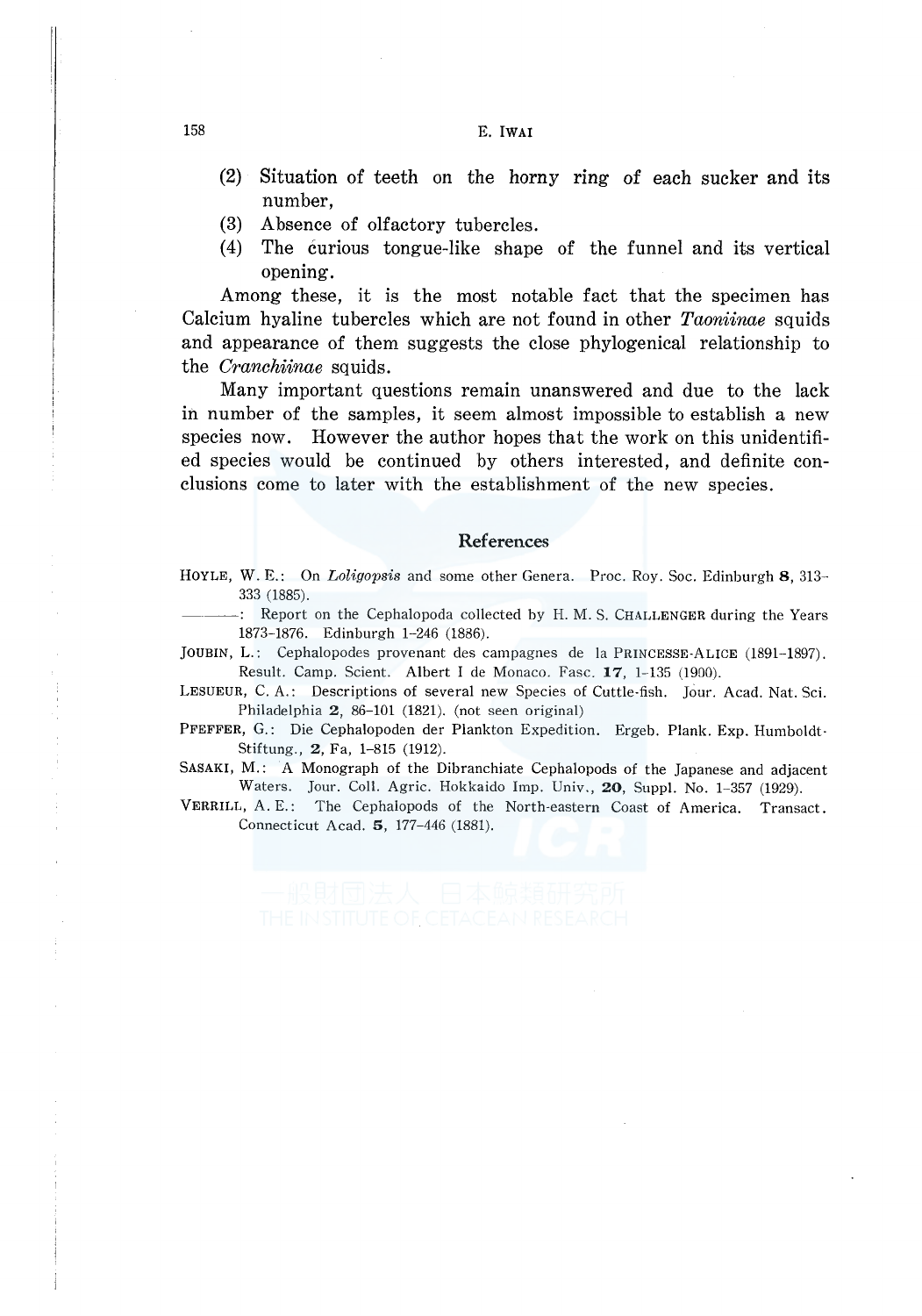(2) Situation of teeth on the horny ring of each sucker and its number,

(3) Absence of olfactory tubercles.

(4) The curious tongue-like shape of the funnel and its vertical opening.

Among these, it is the most notable fact that the specimen has Calcium hyaline tubercles which are not found in other *Taoniinae* squids and appearance of them suggests the close phylogenical relationship to the *Cranchiinae* squids.

Many important questions remain unanswered and due to the lack in number of the samples, it seem almost impossible to establish a new species now. However the author hopes that the work on this unidentified species would be continued by others interested, and definite conclusions come to later with the establishment of the new species.

## References

HOYLE, W. E.: On *Loligopsis* and some other Genera. Proc. Roy. Soc. Edinburgh **8**, 313–333 (1885).

———: Report on the Cephalopoda collected by H. M. S. CHALLENGER during the Years 1873–1876. Edinburgh 1–246 (1886).

JOUBIN, L.: Cephalopodes provenant des campagnes de la PRINCESSE-ALICE (1891–1897). Result. Camp. Scient. Albert I de Monaco. Fasc. **17**, 1–135 (1900).

LESUEUR, C. A.: Descriptions of several new Species of Cuttle-fish. Jour. Acad. Nat. Sci. Philadelphia **2**, 86–101 (1821). (not seen original)

PFEFFER, G.: Die Cephalopoden der Plankton Expedition. Ergeb. Plank. Exp. Humboldt-Stiftung., **2**, Fa, 1–815 (1912).

SASAKI, M.: A Monograph of the Dibranchiate Cephalopods of the Japanese and adjacent Waters. Jour. Coll. Agric. Hokkaido Imp. Univ., **20**, Suppl. No. 1–357 (1929).

VERRILL, A. E.: The Cephalopods of the North-eastern Coast of America. Transact. Connecticut Acad. **5**, 177–446 (1881).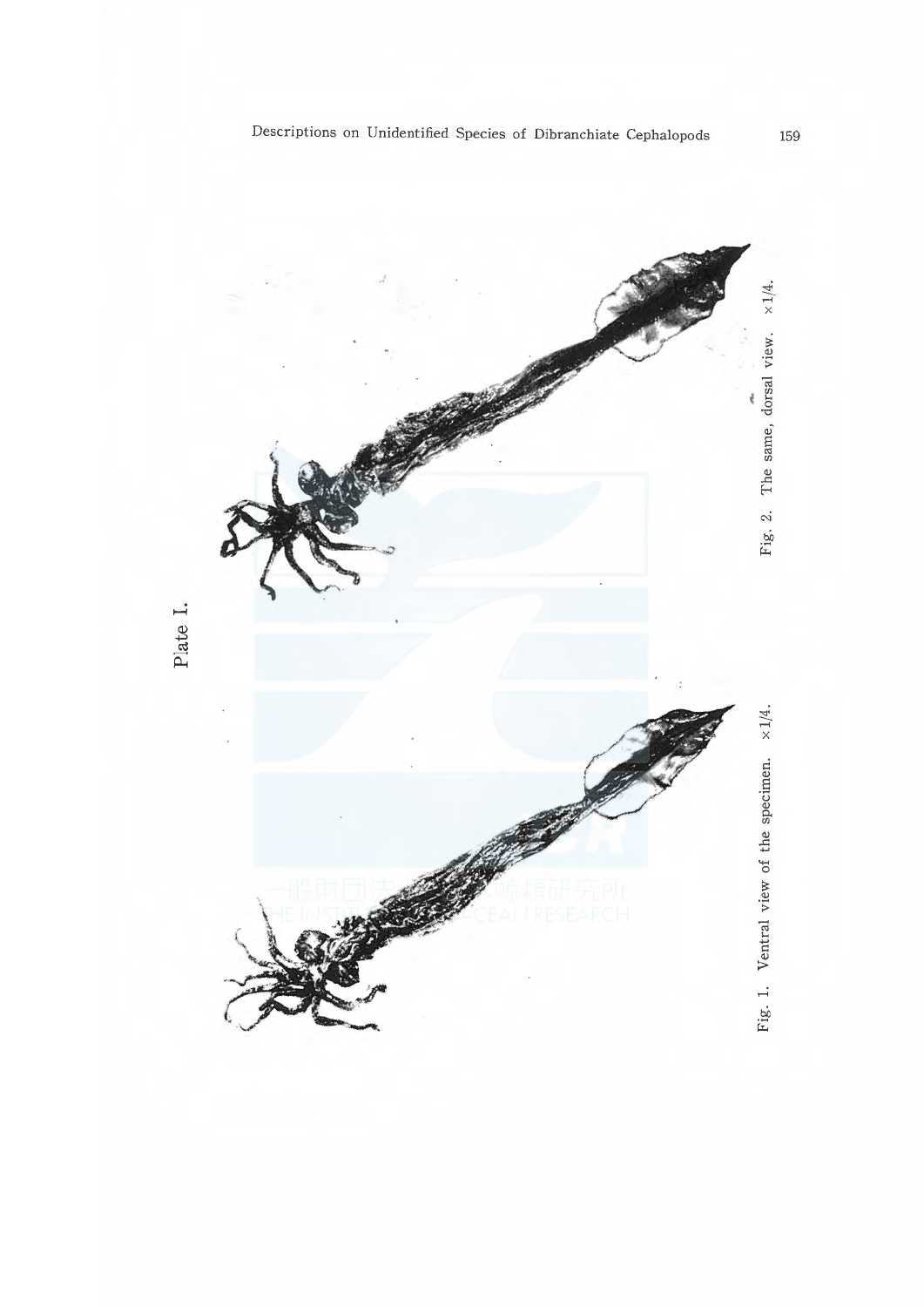Plate I.

Fig. 1. Ventral view of the specimen. ×1/4.

Fig. 2. The same, dorsal view. ×1/4.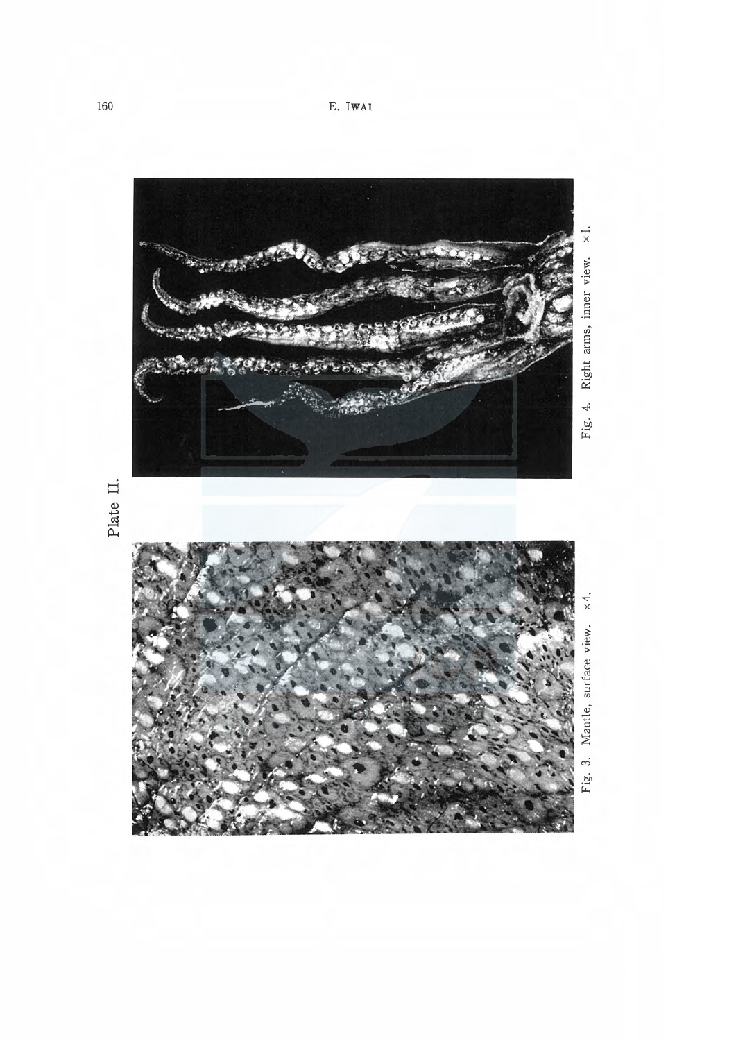Plate II.

Fig. 4. Right arms, inner view. ×1.

Fig. 3. Mantle, surface view. ×4.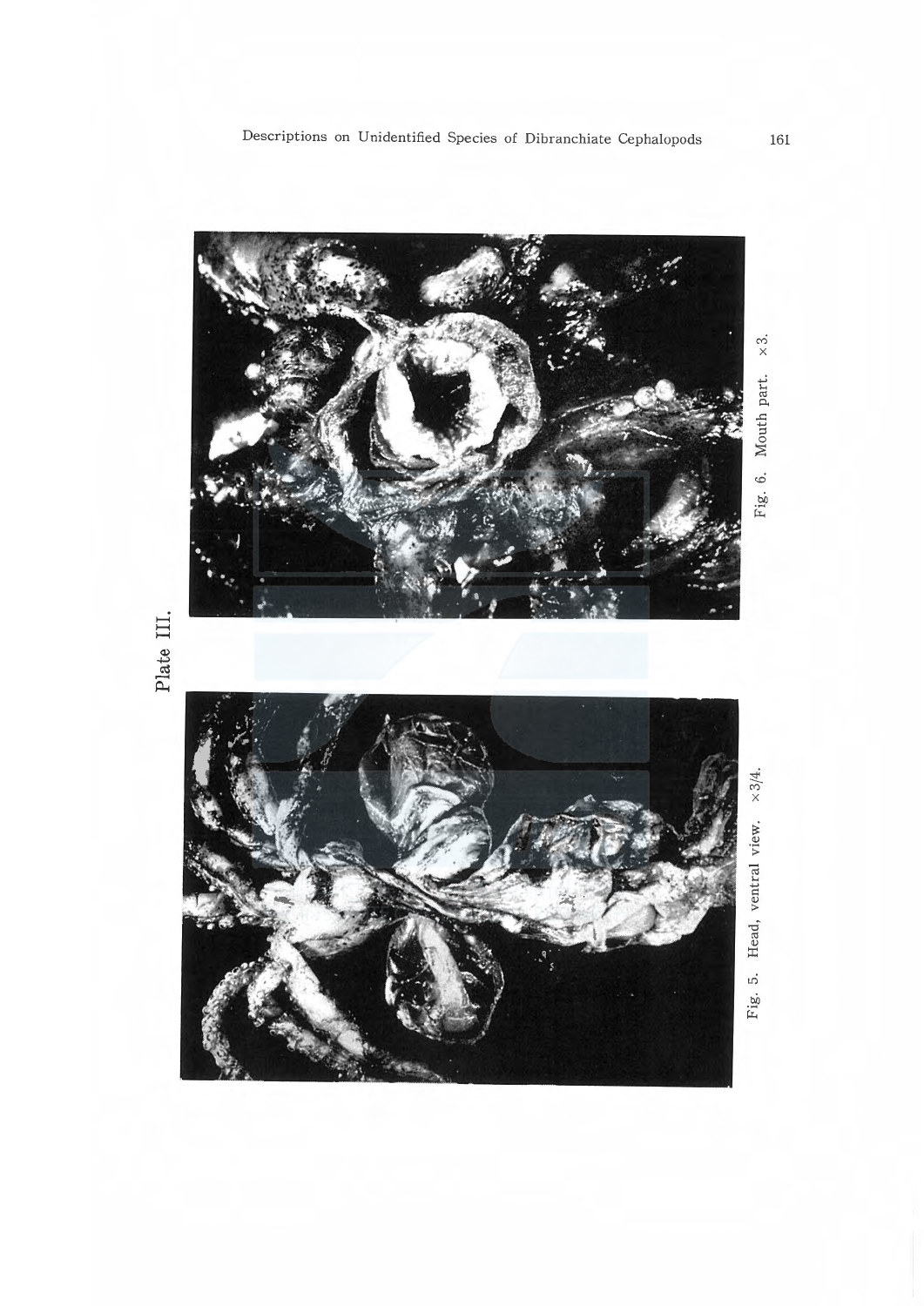Plate III.

Fig. 5. Head, ventral view. ×3/4.

Fig. 6. Mouth part. ×3.